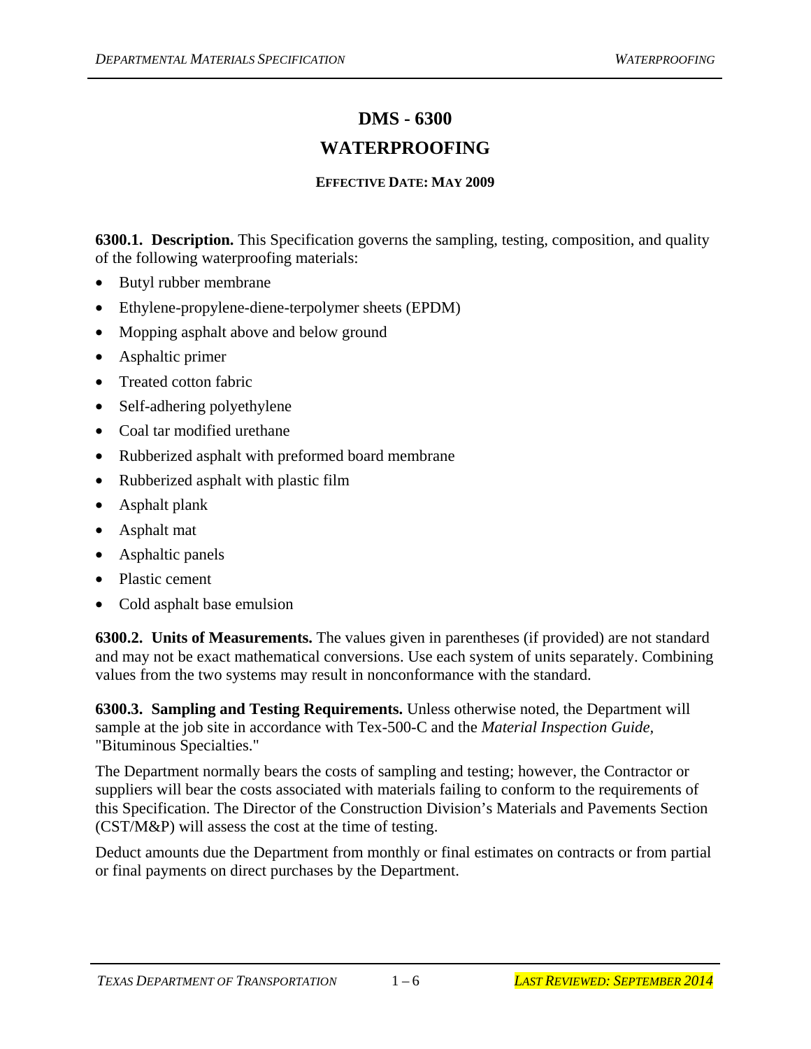# DMS - 6300

# WATERPROOFING

**EFFECTIVE DATE: MAY 2009**

**6300.1. Description.** This Specification governs the sampling, testing, composition, and quality of the following waterproofing materials:

- Butyl rubber membrane
- Ethylene-propylene-diene-terpolymer sheets (EPDM)
- Mopping asphalt above and below ground
- Asphaltic primer
- Treated cotton fabric
- Self-adhering polyethylene
- Coal tar modified urethane
- Rubberized asphalt with preformed board membrane
- Rubberized asphalt with plastic film
- Asphalt plank
- Asphalt mat
- Asphaltic panels
- Plastic cement
- Cold asphalt base emulsion

**6300.2. Units of Measurements.** The values given in parentheses (if provided) are not standard and may not be exact mathematical conversions. Use each system of units separately. Combining values from the two systems may result in nonconformance with the standard.

**6300.3. Sampling and Testing Requirements.** Unless otherwise noted, the Department will sample at the job site in accordance with Tex-500-C and the *Material Inspection Guide*, "Bituminous Specialties."

The Department normally bears the costs of sampling and testing; however, the Contractor or suppliers will bear the costs associated with materials failing to conform to the requirements of this Specification. The Director of the Construction Division's Materials and Pavements Section (CST/M&P) will assess the cost at the time of testing.

Deduct amounts due the Department from monthly or final estimates on contracts or from partial or final payments on direct purchases by the Department.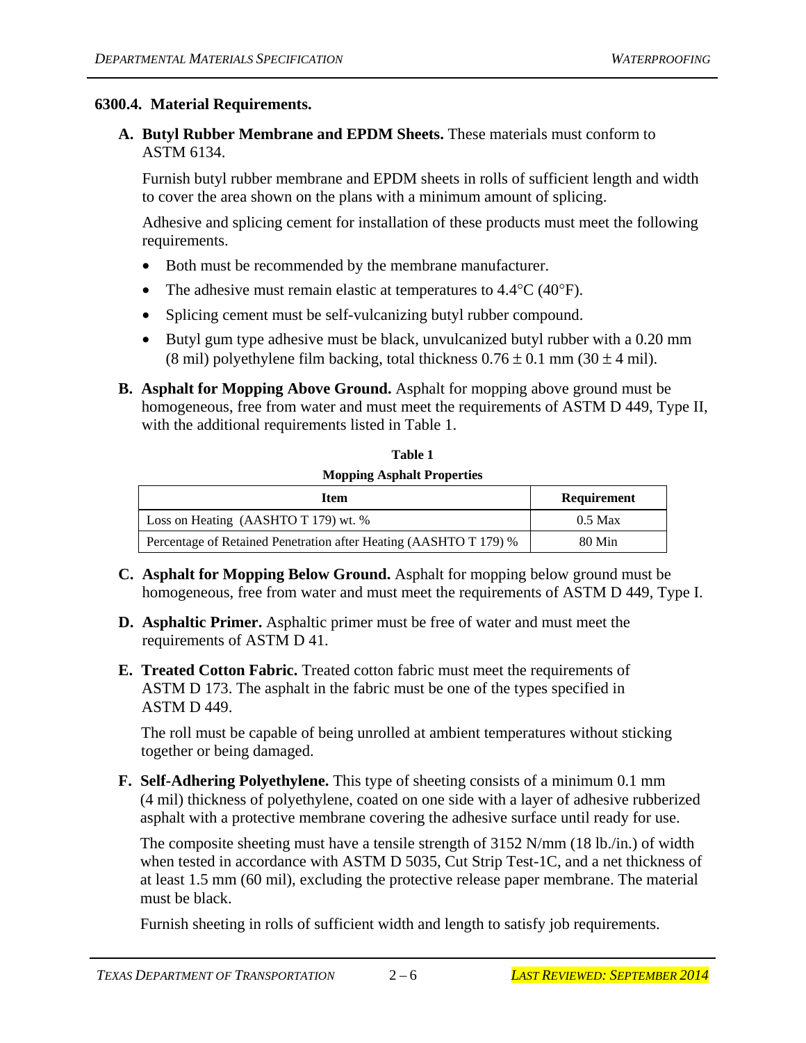## 6300.4. Material Requirements.

**A. Butyl Rubber Membrane and EPDM Sheets.** These materials must conform to ASTM 6134.

Furnish butyl rubber membrane and EPDM sheets in rolls of sufficient length and width to cover the area shown on the plans with a minimum amount of splicing.

Adhesive and splicing cement for installation of these products must meet the following requirements.

- Both must be recommended by the membrane manufacturer.
- The adhesive must remain elastic at temperatures to 4.4°C (40°F).
- Splicing cement must be self-vulcanizing butyl rubber compound.
- Butyl gum type adhesive must be black, unvulcanized butyl rubber with a 0.20 mm (8 mil) polyethylene film backing, total thickness 0.76 ± 0.1 mm (30 ± 4 mil).

**B. Asphalt for Mopping Above Ground.** Asphalt for mopping above ground must be homogeneous, free from water and must meet the requirements of ASTM D 449, Type II, with the additional requirements listed in Table 1.

**Table 1**

**Mopping Asphalt Properties**

| Item | Requirement |
| --- | --- |
| Loss on Heating (AASHTO T 179) wt. % | 0.5 Max |
| Percentage of Retained Penetration after Heating (AASHTO T 179) % | 80 Min |

**C. Asphalt for Mopping Below Ground.** Asphalt for mopping below ground must be homogeneous, free from water and must meet the requirements of ASTM D 449, Type I.

**D. Asphaltic Primer.** Asphaltic primer must be free of water and must meet the requirements of ASTM D 41.

**E. Treated Cotton Fabric.** Treated cotton fabric must meet the requirements of ASTM D 173. The asphalt in the fabric must be one of the types specified in ASTM D 449.

The roll must be capable of being unrolled at ambient temperatures without sticking together or being damaged.

**F. Self-Adhering Polyethylene.** This type of sheeting consists of a minimum 0.1 mm (4 mil) thickness of polyethylene, coated on one side with a layer of adhesive rubberized asphalt with a protective membrane covering the adhesive surface until ready for use.

The composite sheeting must have a tensile strength of 3152 N/mm (18 lb./in.) of width when tested in accordance with ASTM D 5035, Cut Strip Test-1C, and a net thickness of at least 1.5 mm (60 mil), excluding the protective release paper membrane. The material must be black.

Furnish sheeting in rolls of sufficient width and length to satisfy job requirements.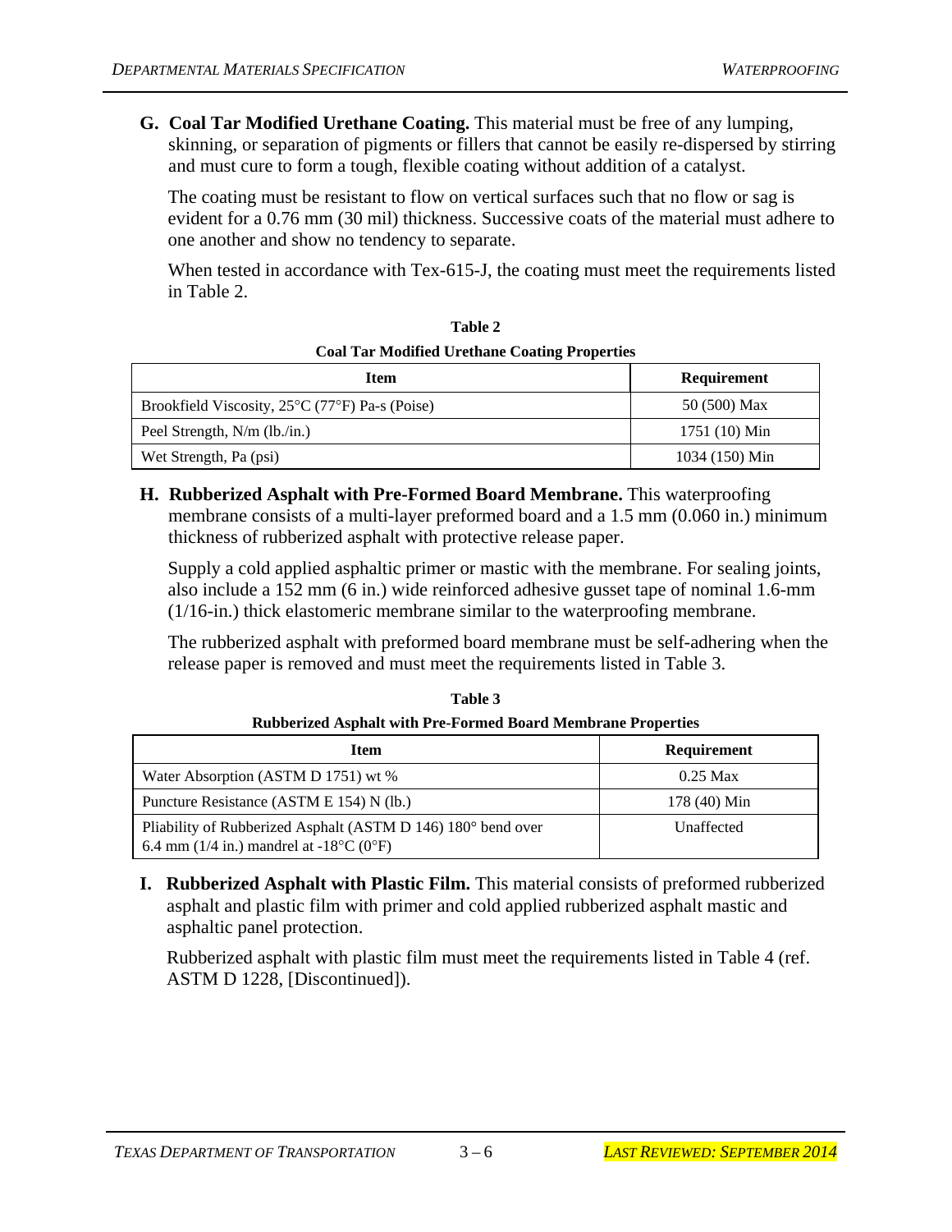**G. Coal Tar Modified Urethane Coating.** This material must be free of any lumping, skinning, or separation of pigments or fillers that cannot be easily re-dispersed by stirring and must cure to form a tough, flexible coating without addition of a catalyst.

The coating must be resistant to flow on vertical surfaces such that no flow or sag is evident for a 0.76 mm (30 mil) thickness. Successive coats of the material must adhere to one another and show no tendency to separate.

When tested in accordance with Tex-615-J, the coating must meet the requirements listed in Table 2.

**Table 2**

**Coal Tar Modified Urethane Coating Properties**

| Item | Requirement |
| --- | --- |
| Brookfield Viscosity, 25°C (77°F) Pa-s (Poise) | 50 (500) Max |
| Peel Strength, N/m (lb./in.) | 1751 (10) Min |
| Wet Strength, Pa (psi) | 1034 (150) Min |

**H. Rubberized Asphalt with Pre-Formed Board Membrane.** This waterproofing membrane consists of a multi-layer preformed board and a 1.5 mm (0.060 in.) minimum thickness of rubberized asphalt with protective release paper.

Supply a cold applied asphaltic primer or mastic with the membrane. For sealing joints, also include a 152 mm (6 in.) wide reinforced adhesive gusset tape of nominal 1.6-mm (1/16-in.) thick elastomeric membrane similar to the waterproofing membrane.

The rubberized asphalt with preformed board membrane must be self-adhering when the release paper is removed and must meet the requirements listed in Table 3.

**Table 3**

**Rubberized Asphalt with Pre-Formed Board Membrane Properties**

| Item | Requirement |
| --- | --- |
| Water Absorption (ASTM D 1751) wt % | 0.25 Max |
| Puncture Resistance (ASTM E 154) N (lb.) | 178 (40) Min |
| Pliability of Rubberized Asphalt (ASTM D 146) 180° bend over 6.4 mm (1/4 in.) mandrel at -18°C (0°F) | Unaffected |

**I. Rubberized Asphalt with Plastic Film.** This material consists of preformed rubberized asphalt and plastic film with primer and cold applied rubberized asphalt mastic and asphaltic panel protection.

Rubberized asphalt with plastic film must meet the requirements listed in Table 4 (ref. ASTM D 1228, [Discontinued]).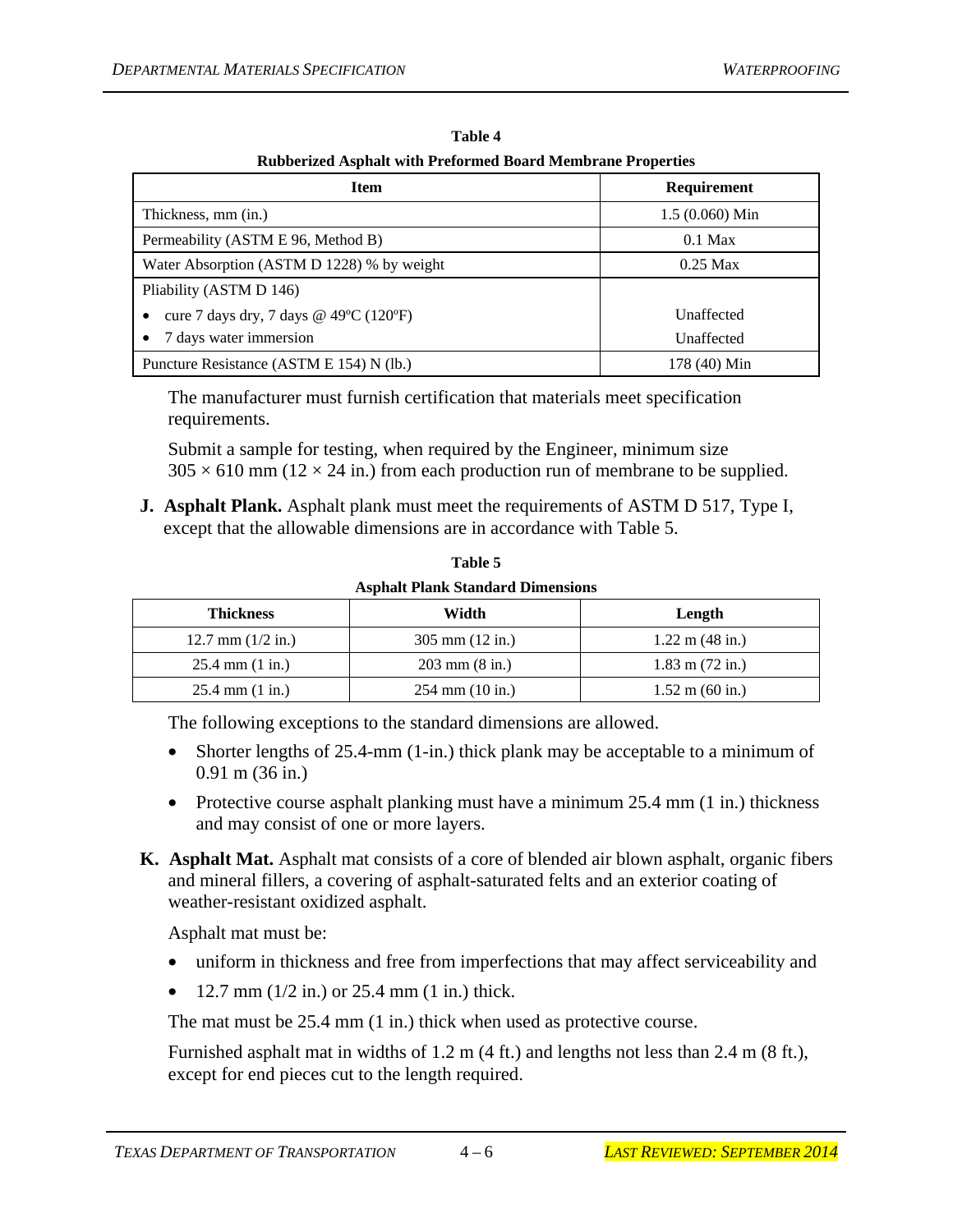**Table 4**

**Rubberized Asphalt with Preformed Board Membrane Properties**

| Item | Requirement |
|---|---|
| Thickness, mm (in.) | 1.5 (0.060) Min |
| Permeability (ASTM E 96, Method B) | 0.1 Max |
| Water Absorption (ASTM D 1228) % by weight | 0.25 Max |
| Pliability (ASTM D 146)<br>• cure 7 days dry, 7 days @ 49ºC (120ºF)<br>• 7 days water immersion | <br>Unaffected<br>Unaffected |
| Puncture Resistance (ASTM E 154) N (lb.) | 178 (40) Min |

The manufacturer must furnish certification that materials meet specification requirements.

Submit a sample for testing, when required by the Engineer, minimum size $305 \times 610$ mm ($12 \times 24$ in.) from each production run of membrane to be supplied.

**J. Asphalt Plank.** Asphalt plank must meet the requirements of ASTM D 517, Type I, except that the allowable dimensions are in accordance with Table 5.

**Table 5**

**Asphalt Plank Standard Dimensions**

| Thickness | Width | Length |
|---|---|---|
| 12.7 mm (1/2 in.) | 305 mm (12 in.) | 1.22 m (48 in.) |
| 25.4 mm (1 in.) | 203 mm (8 in.) | 1.83 m (72 in.) |
| 25.4 mm (1 in.) | 254 mm (10 in.) | 1.52 m (60 in.) |

The following exceptions to the standard dimensions are allowed.

- Shorter lengths of 25.4-mm (1-in.) thick plank may be acceptable to a minimum of 0.91 m (36 in.)
- Protective course asphalt planking must have a minimum 25.4 mm (1 in.) thickness and may consist of one or more layers.

**K. Asphalt Mat.** Asphalt mat consists of a core of blended air blown asphalt, organic fibers and mineral fillers, a covering of asphalt-saturated felts and an exterior coating of weather-resistant oxidized asphalt.

Asphalt mat must be:

- uniform in thickness and free from imperfections that may affect serviceability and
- 12.7 mm (1/2 in.) or 25.4 mm (1 in.) thick.

The mat must be 25.4 mm (1 in.) thick when used as protective course.

Furnished asphalt mat in widths of 1.2 m (4 ft.) and lengths not less than 2.4 m (8 ft.), except for end pieces cut to the length required.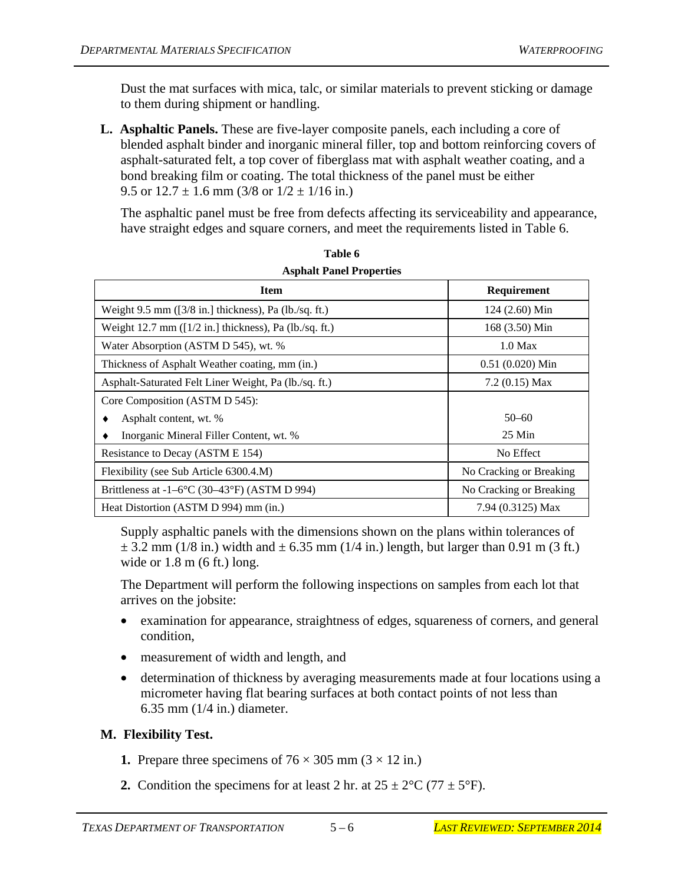Dust the mat surfaces with mica, talc, or similar materials to prevent sticking or damage to them during shipment or handling.

**L. Asphaltic Panels.** These are five-layer composite panels, each including a core of blended asphalt binder and inorganic mineral filler, top and bottom reinforcing covers of asphalt-saturated felt, a top cover of fiberglass mat with asphalt weather coating, and a bond breaking film or coating. The total thickness of the panel must be either 9.5 or 12.7 ± 1.6 mm (3/8 or 1/2 ± 1/16 in.)

The asphaltic panel must be free from defects affecting its serviceability and appearance, have straight edges and square corners, and meet the requirements listed in Table 6.

**Table 6**

**Asphalt Panel Properties**

| Item | Requirement |
|---|---|
| Weight 9.5 mm ([3/8 in.] thickness), Pa (lb./sq. ft.) | 124 (2.60) Min |
| Weight 12.7 mm ([1/2 in.] thickness), Pa (lb./sq. ft.) | 168 (3.50) Min |
| Water Absorption (ASTM D 545), wt. % | 1.0 Max |
| Thickness of Asphalt Weather coating, mm (in.) | 0.51 (0.020) Min |
| Asphalt-Saturated Felt Liner Weight, Pa (lb./sq. ft.) | 7.2 (0.15) Max |
| Core Composition (ASTM D 545): | |
| ♦ Asphalt content, wt. % | 50–60 |
| ♦ Inorganic Mineral Filler Content, wt. % | 25 Min |
| Resistance to Decay (ASTM E 154) | No Effect |
| Flexibility (see Sub Article 6300.4.M) | No Cracking or Breaking |
| Brittleness at -1–6°C (30–43°F) (ASTM D 994) | No Cracking or Breaking |
| Heat Distortion (ASTM D 994) mm (in.) | 7.94 (0.3125) Max |

Supply asphaltic panels with the dimensions shown on the plans within tolerances of ± 3.2 mm (1/8 in.) width and ± 6.35 mm (1/4 in.) length, but larger than 0.91 m (3 ft.) wide or 1.8 m (6 ft.) long.

The Department will perform the following inspections on samples from each lot that arrives on the jobsite:

- examination for appearance, straightness of edges, squareness of corners, and general condition,
- measurement of width and length, and
- determination of thickness by averaging measurements made at four locations using a micrometer having flat bearing surfaces at both contact points of not less than 6.35 mm (1/4 in.) diameter.

**M. Flexibility Test.**

1. Prepare three specimens of 76 × 305 mm (3 × 12 in.)
2. Condition the specimens for at least 2 hr. at 25 ± 2°C (77 ± 5°F).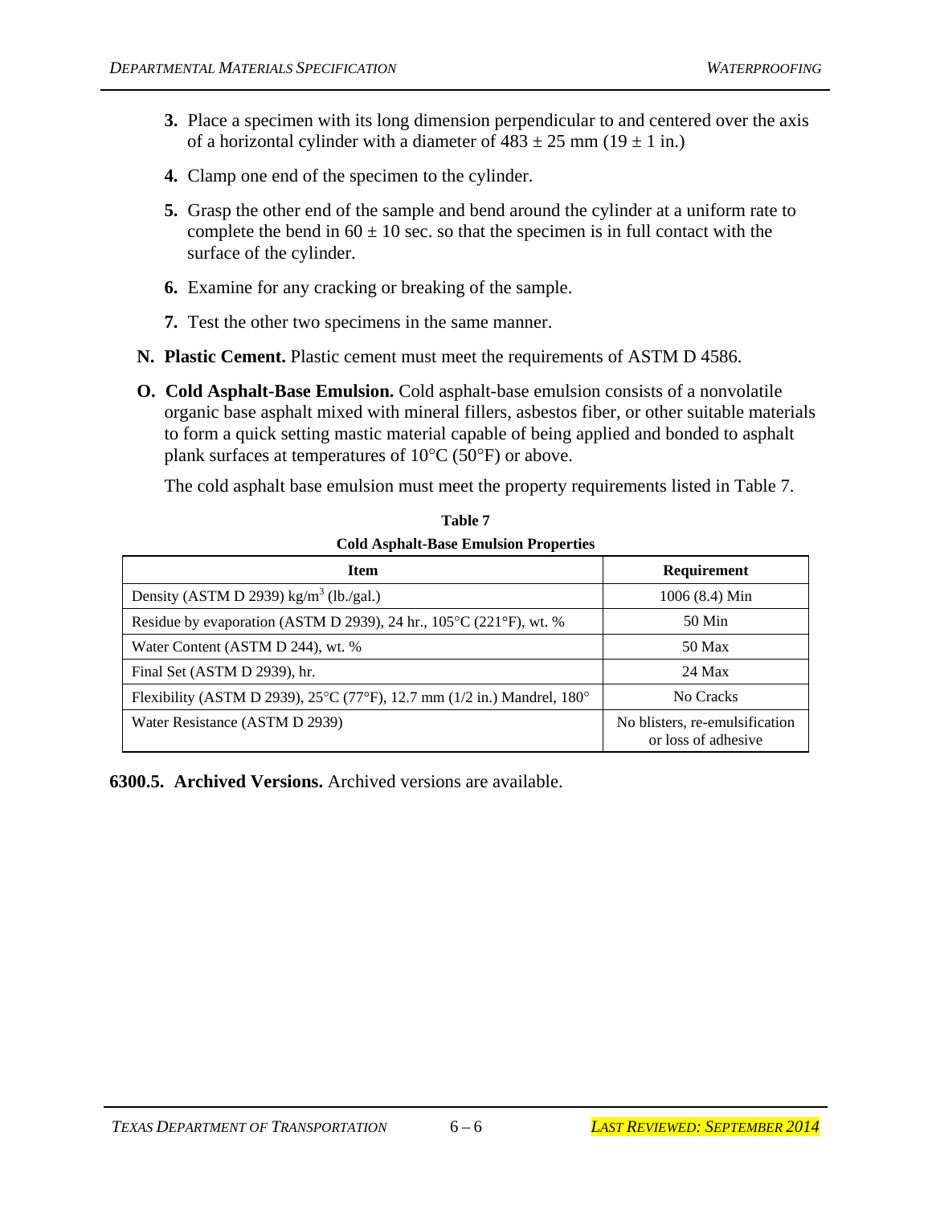3. Place a specimen with its long dimension perpendicular to and centered over the axis of a horizontal cylinder with a diameter of 483 ± 25 mm (19 ± 1 in.)

4. Clamp one end of the specimen to the cylinder.

5. Grasp the other end of the sample and bend around the cylinder at a uniform rate to complete the bend in 60 ± 10 sec. so that the specimen is in full contact with the surface of the cylinder.

6. Examine for any cracking or breaking of the sample.

7. Test the other two specimens in the same manner.

**N. Plastic Cement.** Plastic cement must meet the requirements of ASTM D 4586.

**O. Cold Asphalt-Base Emulsion.** Cold asphalt-base emulsion consists of a nonvolatile organic base asphalt mixed with mineral fillers, asbestos fiber, or other suitable materials to form a quick setting mastic material capable of being applied and bonded to asphalt plank surfaces at temperatures of 10°C (50°F) or above.

The cold asphalt base emulsion must meet the property requirements listed in Table 7.

**Table 7**

**Cold Asphalt-Base Emulsion Properties**

| Item | Requirement |
|---|---|
| Density (ASTM D 2939) kg/m$^3$ (lb./gal.) | 1006 (8.4) Min |
| Residue by evaporation (ASTM D 2939), 24 hr., 105°C (221°F), wt. % | 50 Min |
| Water Content (ASTM D 244), wt. % | 50 Max |
| Final Set (ASTM D 2939), hr. | 24 Max |
| Flexibility (ASTM D 2939), 25°C (77°F), 12.7 mm (1/2 in.) Mandrel, 180° | No Cracks |
| Water Resistance (ASTM D 2939) | No blisters, re-emulsification or loss of adhesive |

**6300.5. Archived Versions.** Archived versions are available.